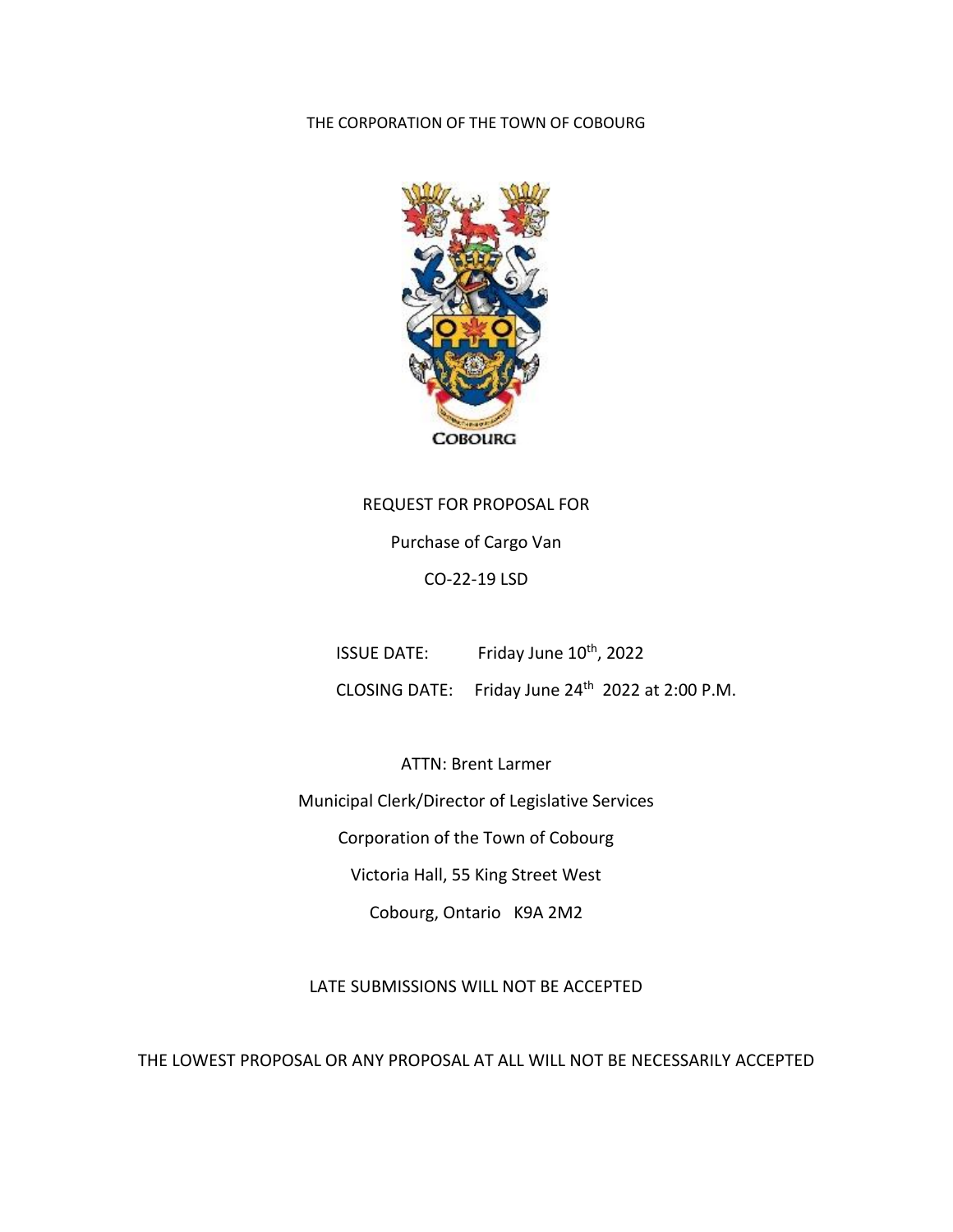THE CORPORATION OF THE TOWN OF COBOURG

COBOURG

REQUEST FOR PROPOSAL FOR

Purchase of Cargo Van

CO-22-19 LSD

ISSUE DATE: Friday June 10th, 2022

CLOSING DATE: Friday June 24th 2022 at 2:00 P.M.

ATTN: Brent Larmer

Municipal Clerk/Director of Legislative Services

Corporation of the Town of Cobourg

Victoria Hall, 55 King Street West

Cobourg, Ontario K9A 2M2

LATE SUBMISSIONS WILL NOT BE ACCEPTED

THE LOWEST PROPOSAL OR ANY PROPOSAL AT ALL WILL NOT BE NECESSARILY ACCEPTED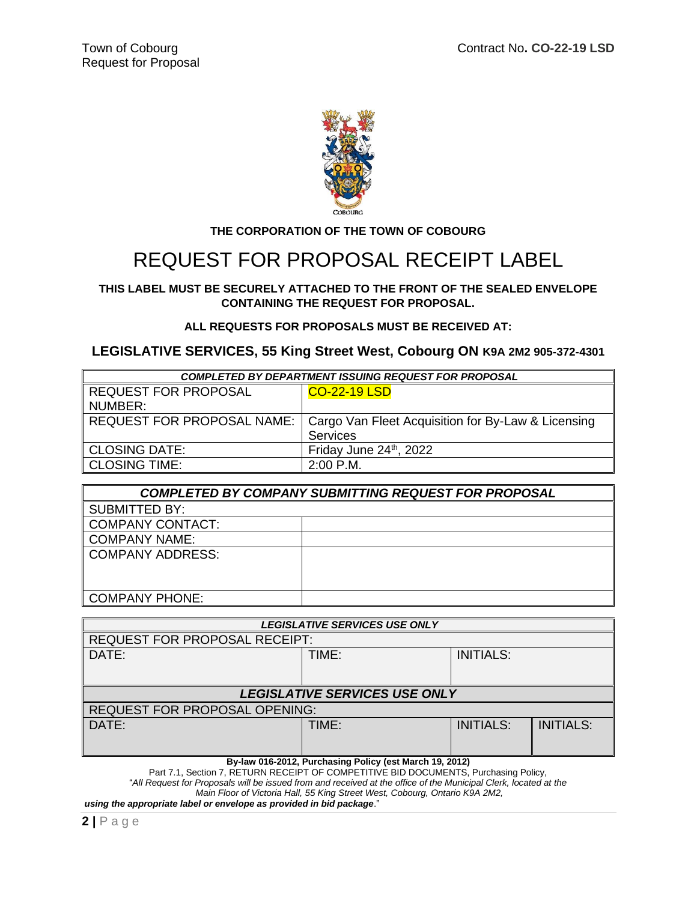THE CORPORATION OF THE TOWN OF COBOURG

# REQUEST FOR PROPOSAL RECEIPT LABEL

**THIS LABEL MUST BE SECURELY ATTACHED TO THE FRONT OF THE SEALED ENVELOPE CONTAINING THE REQUEST FOR PROPOSAL.**

**ALL REQUESTS FOR PROPOSALS MUST BE RECEIVED AT:**

## LEGISLATIVE SERVICES, 55 King Street West, Cobourg ON K9A 2M2 905-372-4301

| *COMPLETED BY DEPARTMENT ISSUING REQUEST FOR PROPOSAL* | |
|---|---|
| REQUEST FOR PROPOSAL NUMBER: | CO-22-19 LSD |
| REQUEST FOR PROPOSAL NAME: | Cargo Van Fleet Acquisition for By-Law & Licensing Services |
| CLOSING DATE: | Friday June 24th, 2022 |
| CLOSING TIME: | 2:00 P.M. |

| *COMPLETED BY COMPANY SUBMITTING REQUEST FOR PROPOSAL* | |
|---|---|
| SUBMITTED BY: | |
| COMPANY CONTACT: | |
| COMPANY NAME: | |
| COMPANY ADDRESS: | |
| COMPANY PHONE: | |

| *LEGISLATIVE SERVICES USE ONLY* | | | |
|---|---|---|---|
| REQUEST FOR PROPOSAL RECEIPT: | | | |
| DATE: | TIME: | INITIALS: | |
| ***LEGISLATIVE SERVICES USE ONLY*** | | | |
| REQUEST FOR PROPOSAL OPENING: | | | |
| DATE: | TIME: | INITIALS: | INITIALS: |

**By-law 016-2012, Purchasing Policy (est March 19, 2012)**

Part 7.1, Section 7, RETURN RECEIPT OF COMPETITIVE BID DOCUMENTS, Purchasing Policy,
"*All Request for Proposals will be issued from and received at the office of the Municipal Clerk, located at the Main Floor of Victoria Hall, 55 King Street West, Cobourg, Ontario K9A 2M2,* ***using the appropriate label or envelope as provided in bid package***."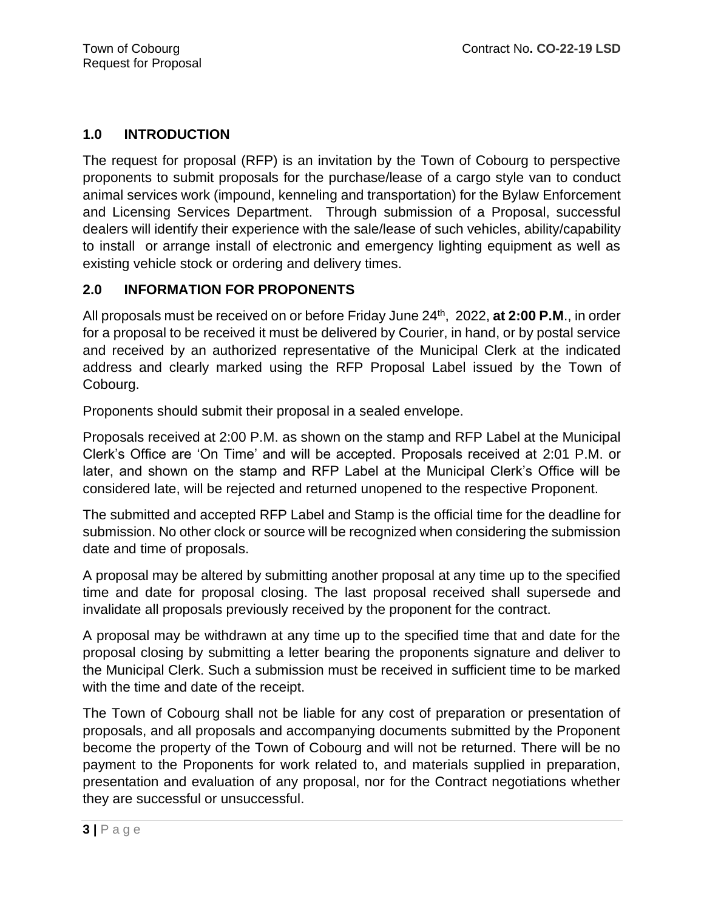## 1.0 INTRODUCTION

The request for proposal (RFP) is an invitation by the Town of Cobourg to perspective proponents to submit proposals for the purchase/lease of a cargo style van to conduct animal services work (impound, kenneling and transportation) for the Bylaw Enforcement and Licensing Services Department. Through submission of a Proposal, successful dealers will identify their experience with the sale/lease of such vehicles, ability/capability to install or arrange install of electronic and emergency lighting equipment as well as existing vehicle stock or ordering and delivery times.

## 2.0 INFORMATION FOR PROPONENTS

All proposals must be received on or before Friday June 24th, 2022, **at 2:00 P.M**., in order for a proposal to be received it must be delivered by Courier, in hand, or by postal service and received by an authorized representative of the Municipal Clerk at the indicated address and clearly marked using the RFP Proposal Label issued by the Town of Cobourg.

Proponents should submit their proposal in a sealed envelope.

Proposals received at 2:00 P.M. as shown on the stamp and RFP Label at the Municipal Clerk's Office are 'On Time' and will be accepted. Proposals received at 2:01 P.M. or later, and shown on the stamp and RFP Label at the Municipal Clerk's Office will be considered late, will be rejected and returned unopened to the respective Proponent.

The submitted and accepted RFP Label and Stamp is the official time for the deadline for submission. No other clock or source will be recognized when considering the submission date and time of proposals.

A proposal may be altered by submitting another proposal at any time up to the specified time and date for proposal closing. The last proposal received shall supersede and invalidate all proposals previously received by the proponent for the contract.

A proposal may be withdrawn at any time up to the specified time that and date for the proposal closing by submitting a letter bearing the proponents signature and deliver to the Municipal Clerk. Such a submission must be received in sufficient time to be marked with the time and date of the receipt.

The Town of Cobourg shall not be liable for any cost of preparation or presentation of proposals, and all proposals and accompanying documents submitted by the Proponent become the property of the Town of Cobourg and will not be returned. There will be no payment to the Proponents for work related to, and materials supplied in preparation, presentation and evaluation of any proposal, nor for the Contract negotiations whether they are successful or unsuccessful.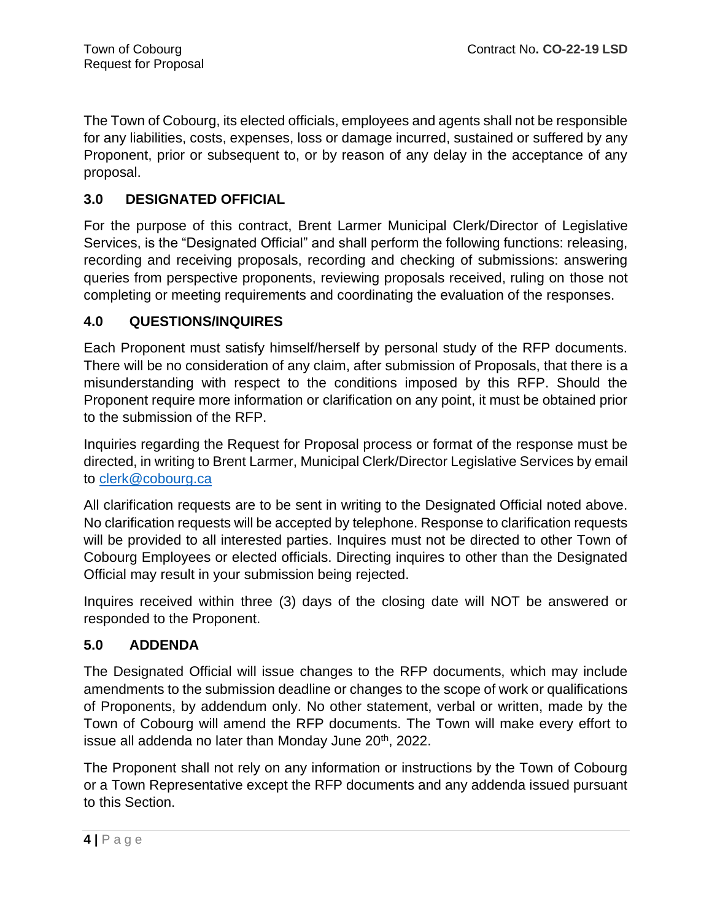The Town of Cobourg, its elected officials, employees and agents shall not be responsible for any liabilities, costs, expenses, loss or damage incurred, sustained or suffered by any Proponent, prior or subsequent to, or by reason of any delay in the acceptance of any proposal.

## 3.0 DESIGNATED OFFICIAL

For the purpose of this contract, Brent Larmer Municipal Clerk/Director of Legislative Services, is the "Designated Official" and shall perform the following functions: releasing, recording and receiving proposals, recording and checking of submissions: answering queries from perspective proponents, reviewing proposals received, ruling on those not completing or meeting requirements and coordinating the evaluation of the responses.

## 4.0 QUESTIONS/INQUIRES

Each Proponent must satisfy himself/herself by personal study of the RFP documents. There will be no consideration of any claim, after submission of Proposals, that there is a misunderstanding with respect to the conditions imposed by this RFP. Should the Proponent require more information or clarification on any point, it must be obtained prior to the submission of the RFP.

Inquiries regarding the Request for Proposal process or format of the response must be directed, in writing to Brent Larmer, Municipal Clerk/Director Legislative Services by email to clerk@cobourg.ca

All clarification requests are to be sent in writing to the Designated Official noted above. No clarification requests will be accepted by telephone. Response to clarification requests will be provided to all interested parties. Inquires must not be directed to other Town of Cobourg Employees or elected officials. Directing inquires to other than the Designated Official may result in your submission being rejected.

Inquires received within three (3) days of the closing date will NOT be answered or responded to the Proponent.

## 5.0 ADDENDA

The Designated Official will issue changes to the RFP documents, which may include amendments to the submission deadline or changes to the scope of work or qualifications of Proponents, by addendum only. No other statement, verbal or written, made by the Town of Cobourg will amend the RFP documents. The Town will make every effort to issue all addenda no later than Monday June 20th, 2022.

The Proponent shall not rely on any information or instructions by the Town of Cobourg or a Town Representative except the RFP documents and any addenda issued pursuant to this Section.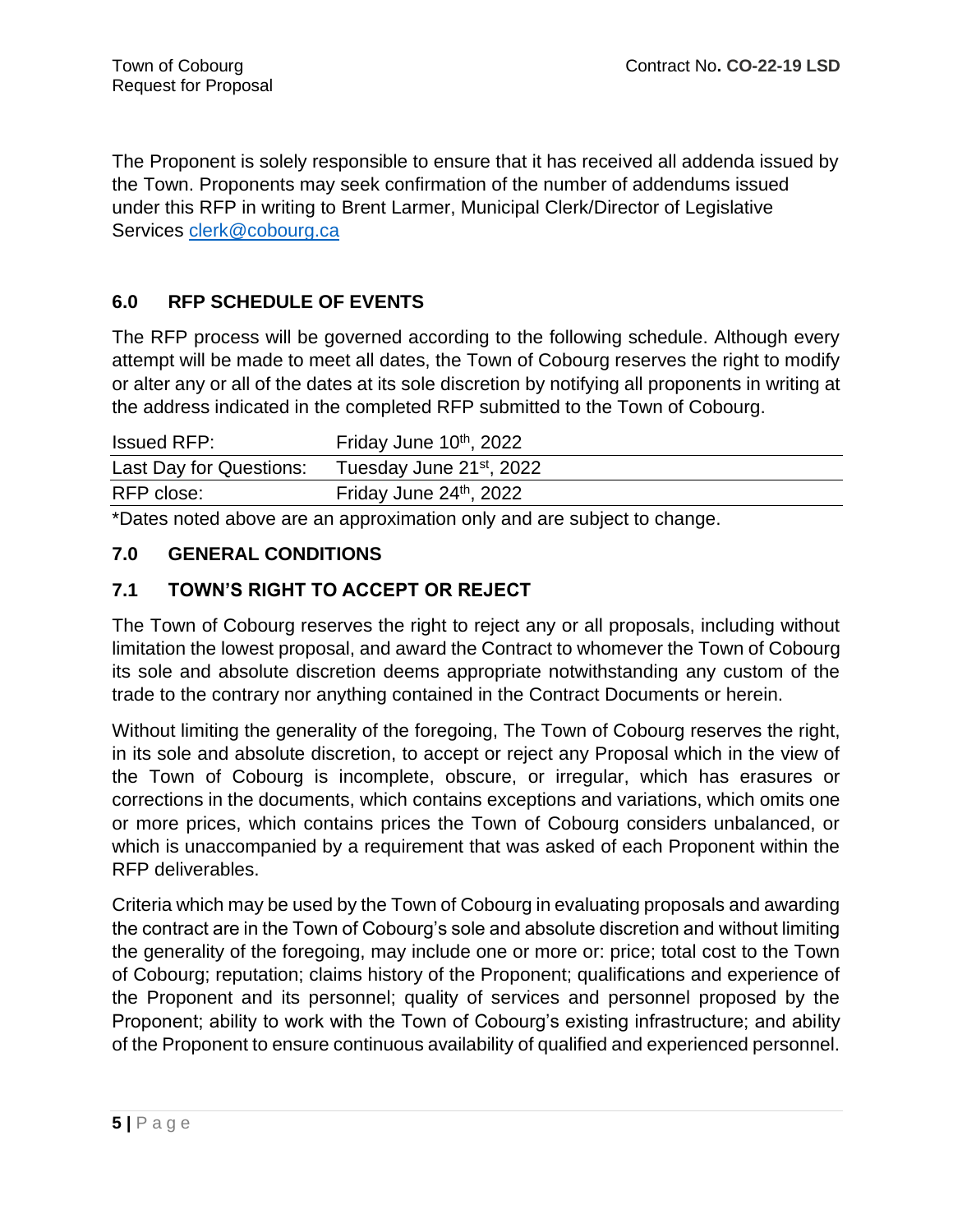The Proponent is solely responsible to ensure that it has received all addenda issued by the Town. Proponents may seek confirmation of the number of addendums issued under this RFP in writing to Brent Larmer, Municipal Clerk/Director of Legislative Services clerk@cobourg.ca

## 6.0 RFP SCHEDULE OF EVENTS

The RFP process will be governed according to the following schedule. Although every attempt will be made to meet all dates, the Town of Cobourg reserves the right to modify or alter any or all of the dates at its sole discretion by notifying all proponents in writing at the address indicated in the completed RFP submitted to the Town of Cobourg.

| | |
|---|---|
| Issued RFP: | Friday June 10th, 2022 |
| Last Day for Questions: | Tuesday June 21st, 2022 |
| RFP close: | Friday June 24th, 2022 |

*Dates noted above are an approximation only and are subject to change.

## 7.0 GENERAL CONDITIONS

### 7.1 TOWN'S RIGHT TO ACCEPT OR REJECT

The Town of Cobourg reserves the right to reject any or all proposals, including without limitation the lowest proposal, and award the Contract to whomever the Town of Cobourg its sole and absolute discretion deems appropriate notwithstanding any custom of the trade to the contrary nor anything contained in the Contract Documents or herein.

Without limiting the generality of the foregoing, The Town of Cobourg reserves the right, in its sole and absolute discretion, to accept or reject any Proposal which in the view of the Town of Cobourg is incomplete, obscure, or irregular, which has erasures or corrections in the documents, which contains exceptions and variations, which omits one or more prices, which contains prices the Town of Cobourg considers unbalanced, or which is unaccompanied by a requirement that was asked of each Proponent within the RFP deliverables.

Criteria which may be used by the Town of Cobourg in evaluating proposals and awarding the contract are in the Town of Cobourg's sole and absolute discretion and without limiting the generality of the foregoing, may include one or more or: price; total cost to the Town of Cobourg; reputation; claims history of the Proponent; qualifications and experience of the Proponent and its personnel; quality of services and personnel proposed by the Proponent; ability to work with the Town of Cobourg's existing infrastructure; and ability of the Proponent to ensure continuous availability of qualified and experienced personnel.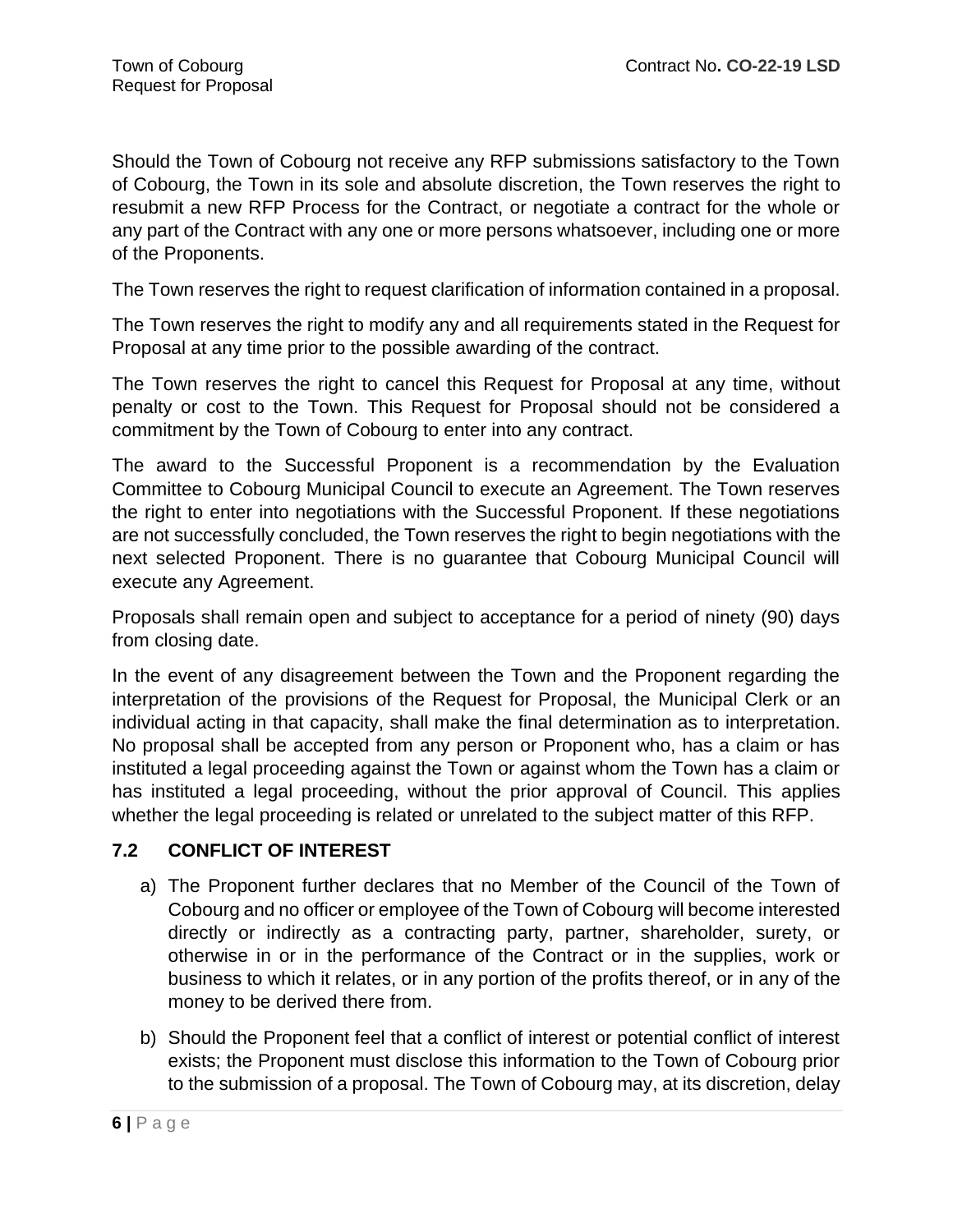Should the Town of Cobourg not receive any RFP submissions satisfactory to the Town of Cobourg, the Town in its sole and absolute discretion, the Town reserves the right to resubmit a new RFP Process for the Contract, or negotiate a contract for the whole or any part of the Contract with any one or more persons whatsoever, including one or more of the Proponents.

The Town reserves the right to request clarification of information contained in a proposal.

The Town reserves the right to modify any and all requirements stated in the Request for Proposal at any time prior to the possible awarding of the contract.

The Town reserves the right to cancel this Request for Proposal at any time, without penalty or cost to the Town. This Request for Proposal should not be considered a commitment by the Town of Cobourg to enter into any contract.

The award to the Successful Proponent is a recommendation by the Evaluation Committee to Cobourg Municipal Council to execute an Agreement. The Town reserves the right to enter into negotiations with the Successful Proponent. If these negotiations are not successfully concluded, the Town reserves the right to begin negotiations with the next selected Proponent. There is no guarantee that Cobourg Municipal Council will execute any Agreement.

Proposals shall remain open and subject to acceptance for a period of ninety (90) days from closing date.

In the event of any disagreement between the Town and the Proponent regarding the interpretation of the provisions of the Request for Proposal, the Municipal Clerk or an individual acting in that capacity, shall make the final determination as to interpretation. No proposal shall be accepted from any person or Proponent who, has a claim or has instituted a legal proceeding against the Town or against whom the Town has a claim or has instituted a legal proceeding, without the prior approval of Council. This applies whether the legal proceeding is related or unrelated to the subject matter of this RFP.

### 7.2 CONFLICT OF INTEREST

a) The Proponent further declares that no Member of the Council of the Town of Cobourg and no officer or employee of the Town of Cobourg will become interested directly or indirectly as a contracting party, partner, shareholder, surety, or otherwise in or in the performance of the Contract or in the supplies, work or business to which it relates, or in any portion of the profits thereof, or in any of the money to be derived there from.

b) Should the Proponent feel that a conflict of interest or potential conflict of interest exists; the Proponent must disclose this information to the Town of Cobourg prior to the submission of a proposal. The Town of Cobourg may, at its discretion, delay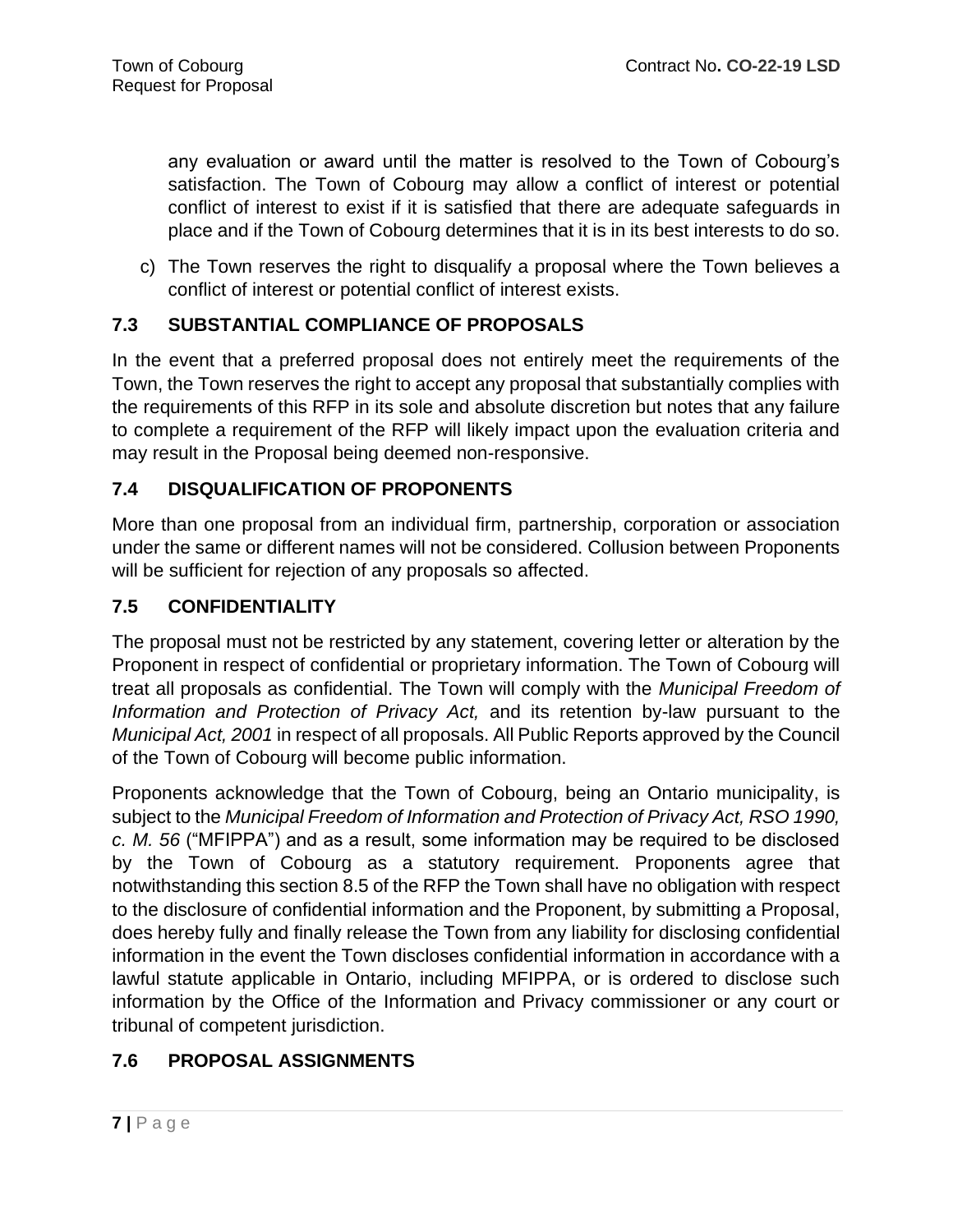any evaluation or award until the matter is resolved to the Town of Cobourg's satisfaction. The Town of Cobourg may allow a conflict of interest or potential conflict of interest to exist if it is satisfied that there are adequate safeguards in place and if the Town of Cobourg determines that it is in its best interests to do so.

c) The Town reserves the right to disqualify a proposal where the Town believes a conflict of interest or potential conflict of interest exists.

## 7.3 SUBSTANTIAL COMPLIANCE OF PROPOSALS

In the event that a preferred proposal does not entirely meet the requirements of the Town, the Town reserves the right to accept any proposal that substantially complies with the requirements of this RFP in its sole and absolute discretion but notes that any failure to complete a requirement of the RFP will likely impact upon the evaluation criteria and may result in the Proposal being deemed non-responsive.

## 7.4 DISQUALIFICATION OF PROPONENTS

More than one proposal from an individual firm, partnership, corporation or association under the same or different names will not be considered. Collusion between Proponents will be sufficient for rejection of any proposals so affected.

## 7.5 CONFIDENTIALITY

The proposal must not be restricted by any statement, covering letter or alteration by the Proponent in respect of confidential or proprietary information. The Town of Cobourg will treat all proposals as confidential. The Town will comply with the *Municipal Freedom of Information and Protection of Privacy Act,* and its retention by-law pursuant to the *Municipal Act, 2001* in respect of all proposals. All Public Reports approved by the Council of the Town of Cobourg will become public information.

Proponents acknowledge that the Town of Cobourg, being an Ontario municipality, is subject to the *Municipal Freedom of Information and Protection of Privacy Act, RSO 1990, c. M. 56* ("MFIPPA") and as a result, some information may be required to be disclosed by the Town of Cobourg as a statutory requirement. Proponents agree that notwithstanding this section 8.5 of the RFP the Town shall have no obligation with respect to the disclosure of confidential information and the Proponent, by submitting a Proposal, does hereby fully and finally release the Town from any liability for disclosing confidential information in the event the Town discloses confidential information in accordance with a lawful statute applicable in Ontario, including MFIPPA, or is ordered to disclose such information by the Office of the Information and Privacy commissioner or any court or tribunal of competent jurisdiction.

## 7.6 PROPOSAL ASSIGNMENTS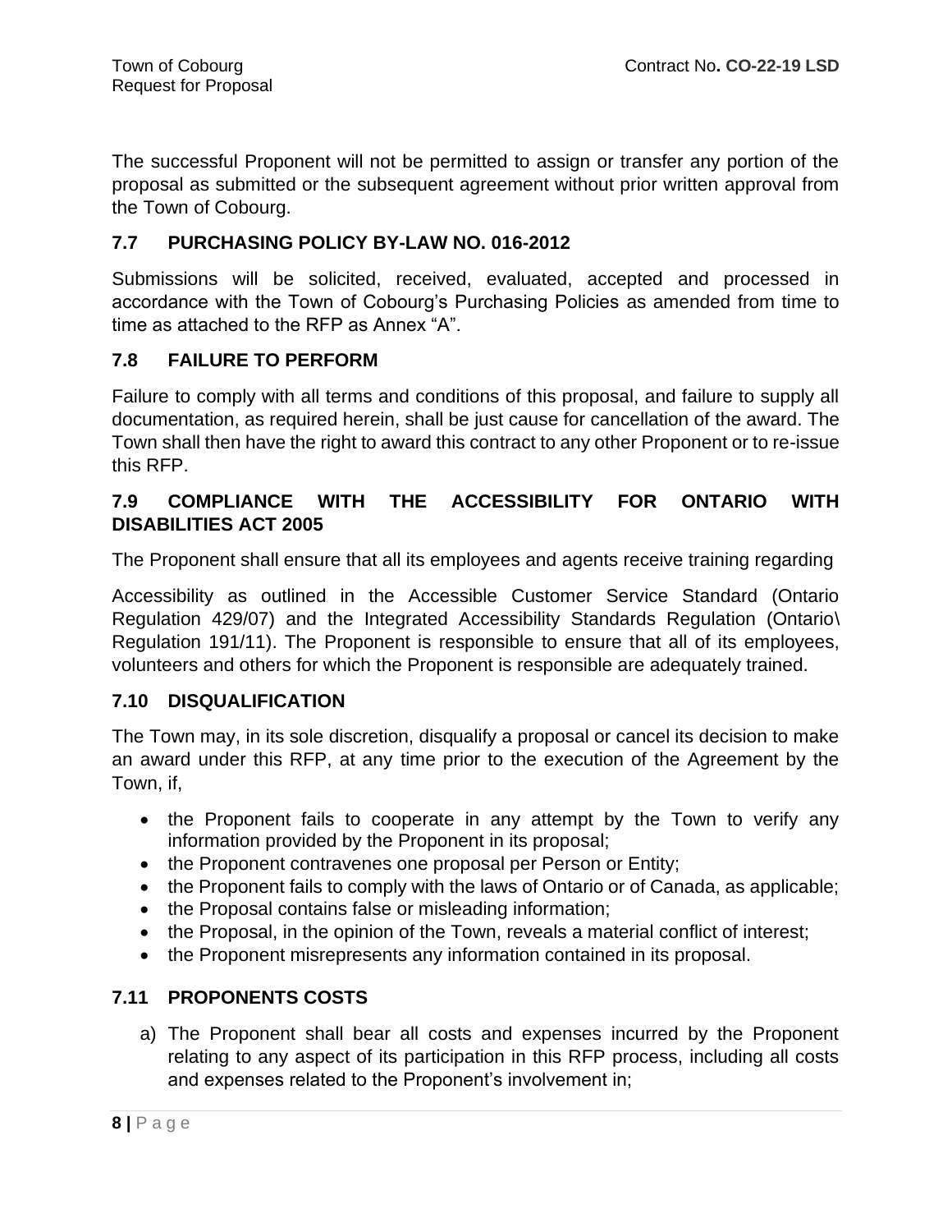The successful Proponent will not be permitted to assign or transfer any portion of the proposal as submitted or the subsequent agreement without prior written approval from the Town of Cobourg.

### 7.7 PURCHASING POLICY BY-LAW NO. 016-2012

Submissions will be solicited, received, evaluated, accepted and processed in accordance with the Town of Cobourg's Purchasing Policies as amended from time to time as attached to the RFP as Annex "A".

### 7.8 FAILURE TO PERFORM

Failure to comply with all terms and conditions of this proposal, and failure to supply all documentation, as required herein, shall be just cause for cancellation of the award. The Town shall then have the right to award this contract to any other Proponent or to re-issue this RFP.

### 7.9 COMPLIANCE WITH THE ACCESSIBILITY FOR ONTARIO WITH DISABILITIES ACT 2005

The Proponent shall ensure that all its employees and agents receive training regarding

Accessibility as outlined in the Accessible Customer Service Standard (Ontario Regulation 429/07) and the Integrated Accessibility Standards Regulation (Ontario\ Regulation 191/11). The Proponent is responsible to ensure that all of its employees, volunteers and others for which the Proponent is responsible are adequately trained.

### 7.10 DISQUALIFICATION

The Town may, in its sole discretion, disqualify a proposal or cancel its decision to make an award under this RFP, at any time prior to the execution of the Agreement by the Town, if,

- the Proponent fails to cooperate in any attempt by the Town to verify any information provided by the Proponent in its proposal;
- the Proponent contravenes one proposal per Person or Entity;
- the Proponent fails to comply with the laws of Ontario or of Canada, as applicable;
- the Proposal contains false or misleading information;
- the Proposal, in the opinion of the Town, reveals a material conflict of interest;
- the Proponent misrepresents any information contained in its proposal.

### 7.11 PROPONENTS COSTS

a) The Proponent shall bear all costs and expenses incurred by the Proponent relating to any aspect of its participation in this RFP process, including all costs and expenses related to the Proponent's involvement in;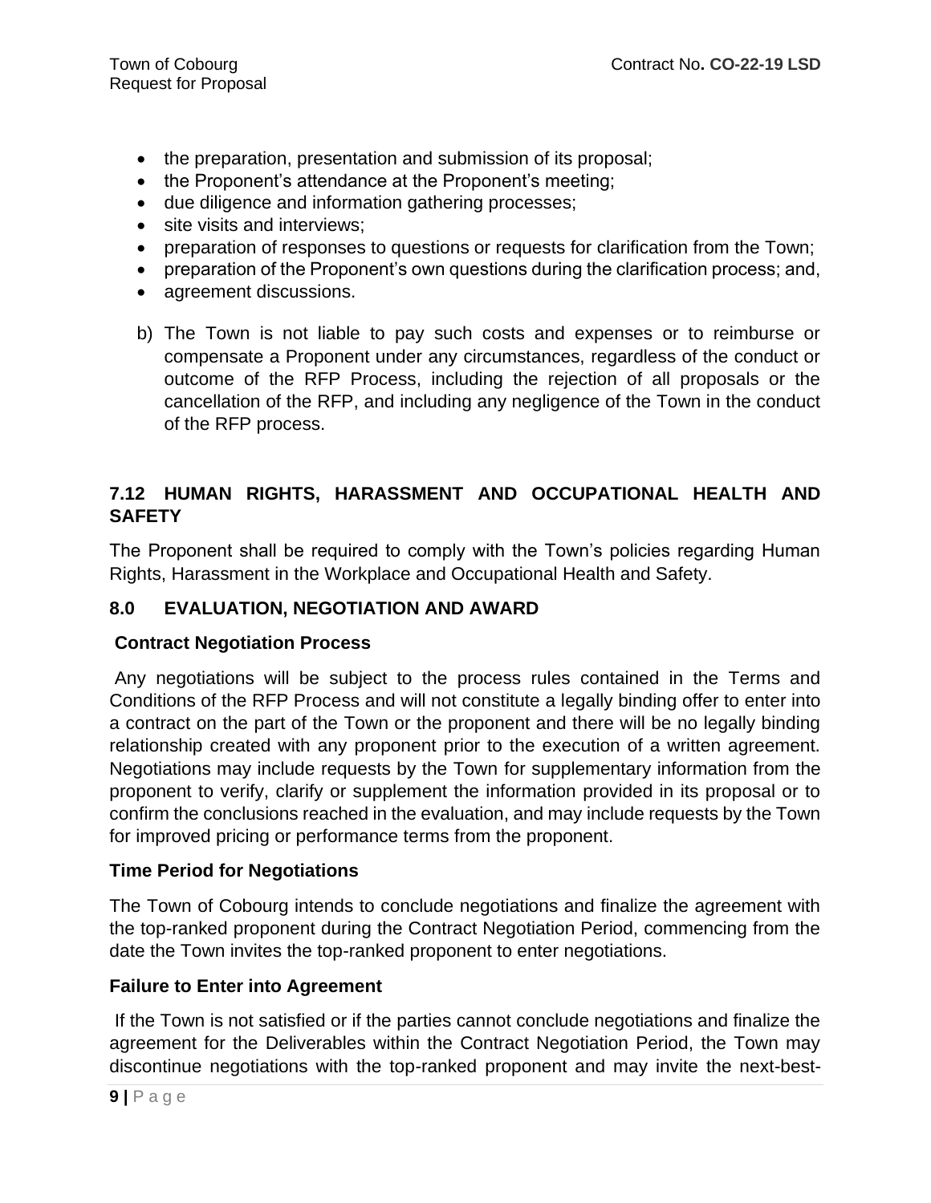- the preparation, presentation and submission of its proposal;
- the Proponent's attendance at the Proponent's meeting;
- due diligence and information gathering processes;
- site visits and interviews;
- preparation of responses to questions or requests for clarification from the Town;
- preparation of the Proponent's own questions during the clarification process; and,
- agreement discussions.

b) The Town is not liable to pay such costs and expenses or to reimburse or compensate a Proponent under any circumstances, regardless of the conduct or outcome of the RFP Process, including the rejection of all proposals or the cancellation of the RFP, and including any negligence of the Town in the conduct of the RFP process.

### 7.12 HUMAN RIGHTS, HARASSMENT AND OCCUPATIONAL HEALTH AND SAFETY

The Proponent shall be required to comply with the Town's policies regarding Human Rights, Harassment in the Workplace and Occupational Health and Safety.

## 8.0 EVALUATION, NEGOTIATION AND AWARD

### Contract Negotiation Process

Any negotiations will be subject to the process rules contained in the Terms and Conditions of the RFP Process and will not constitute a legally binding offer to enter into a contract on the part of the Town or the proponent and there will be no legally binding relationship created with any proponent prior to the execution of a written agreement. Negotiations may include requests by the Town for supplementary information from the proponent to verify, clarify or supplement the information provided in its proposal or to confirm the conclusions reached in the evaluation, and may include requests by the Town for improved pricing or performance terms from the proponent.

### Time Period for Negotiations

The Town of Cobourg intends to conclude negotiations and finalize the agreement with the top-ranked proponent during the Contract Negotiation Period, commencing from the date the Town invites the top-ranked proponent to enter negotiations.

### Failure to Enter into Agreement

If the Town is not satisfied or if the parties cannot conclude negotiations and finalize the agreement for the Deliverables within the Contract Negotiation Period, the Town may discontinue negotiations with the top-ranked proponent and may invite the next-best-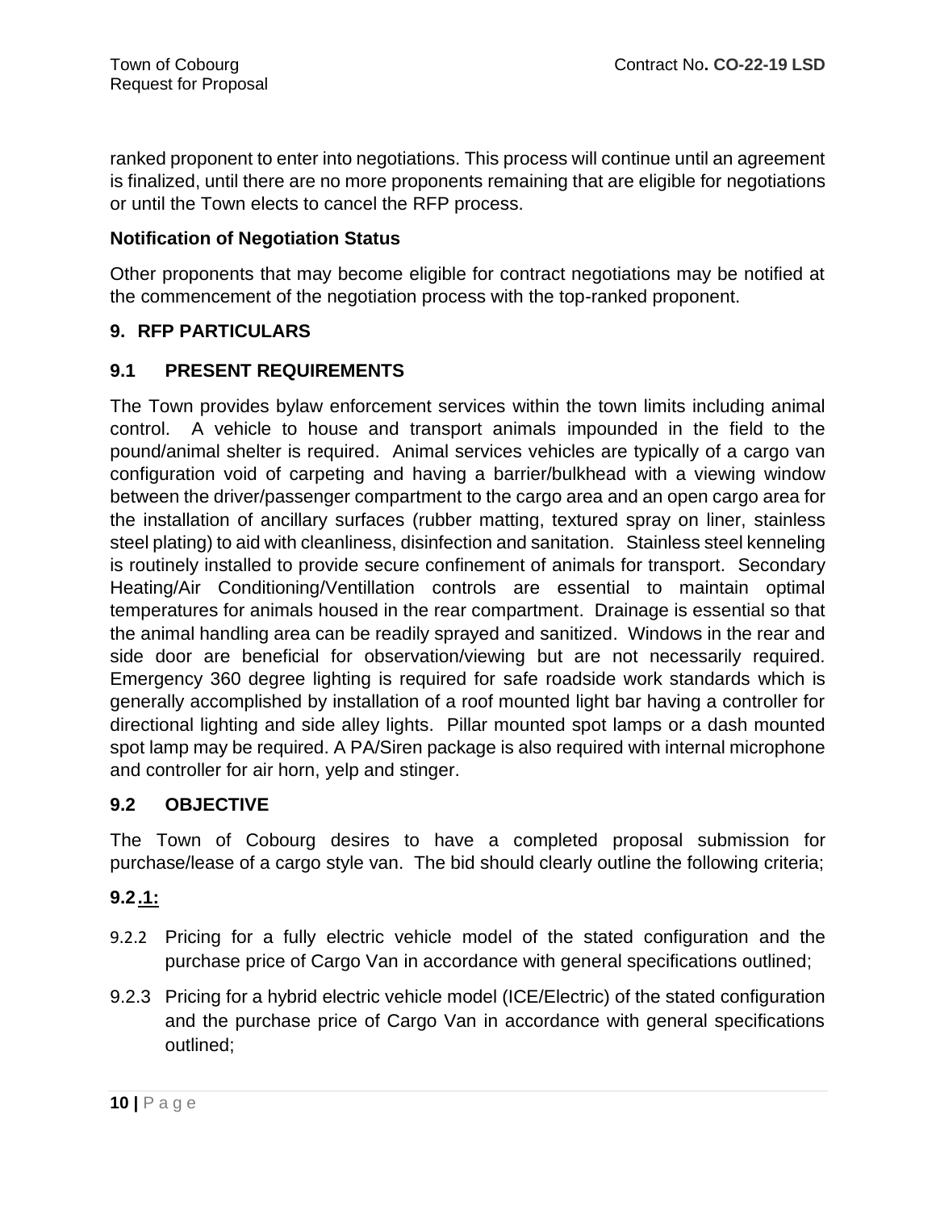ranked proponent to enter into negotiations. This process will continue until an agreement is finalized, until there are no more proponents remaining that are eligible for negotiations or until the Town elects to cancel the RFP process.

**Notification of Negotiation Status**

Other proponents that may become eligible for contract negotiations may be notified at the commencement of the negotiation process with the top-ranked proponent.

## 9. RFP PARTICULARS

### 9.1 PRESENT REQUIREMENTS

The Town provides bylaw enforcement services within the town limits including animal control. A vehicle to house and transport animals impounded in the field to the pound/animal shelter is required. Animal services vehicles are typically of a cargo van configuration void of carpeting and having a barrier/bulkhead with a viewing window between the driver/passenger compartment to the cargo area and an open cargo area for the installation of ancillary surfaces (rubber matting, textured spray on liner, stainless steel plating) to aid with cleanliness, disinfection and sanitation. Stainless steel kenneling is routinely installed to provide secure confinement of animals for transport. Secondary Heating/Air Conditioning/Ventillation controls are essential to maintain optimal temperatures for animals housed in the rear compartment. Drainage is essential so that the animal handling area can be readily sprayed and sanitized. Windows in the rear and side door are beneficial for observation/viewing but are not necessarily required. Emergency 360 degree lighting is required for safe roadside work standards which is generally accomplished by installation of a roof mounted light bar having a controller for directional lighting and side alley lights. Pillar mounted spot lamps or a dash mounted spot lamp may be required. A PA/Siren package is also required with internal microphone and controller for air horn, yelp and stinger.

### 9.2 OBJECTIVE

The Town of Cobourg desires to have a completed proposal submission for purchase/lease of a cargo style van. The bid should clearly outline the following criteria;

**9.2.1:**

9.2.2 Pricing for a fully electric vehicle model of the stated configuration and the purchase price of Cargo Van in accordance with general specifications outlined;

9.2.3 Pricing for a hybrid electric vehicle model (ICE/Electric) of the stated configuration and the purchase price of Cargo Van in accordance with general specifications outlined;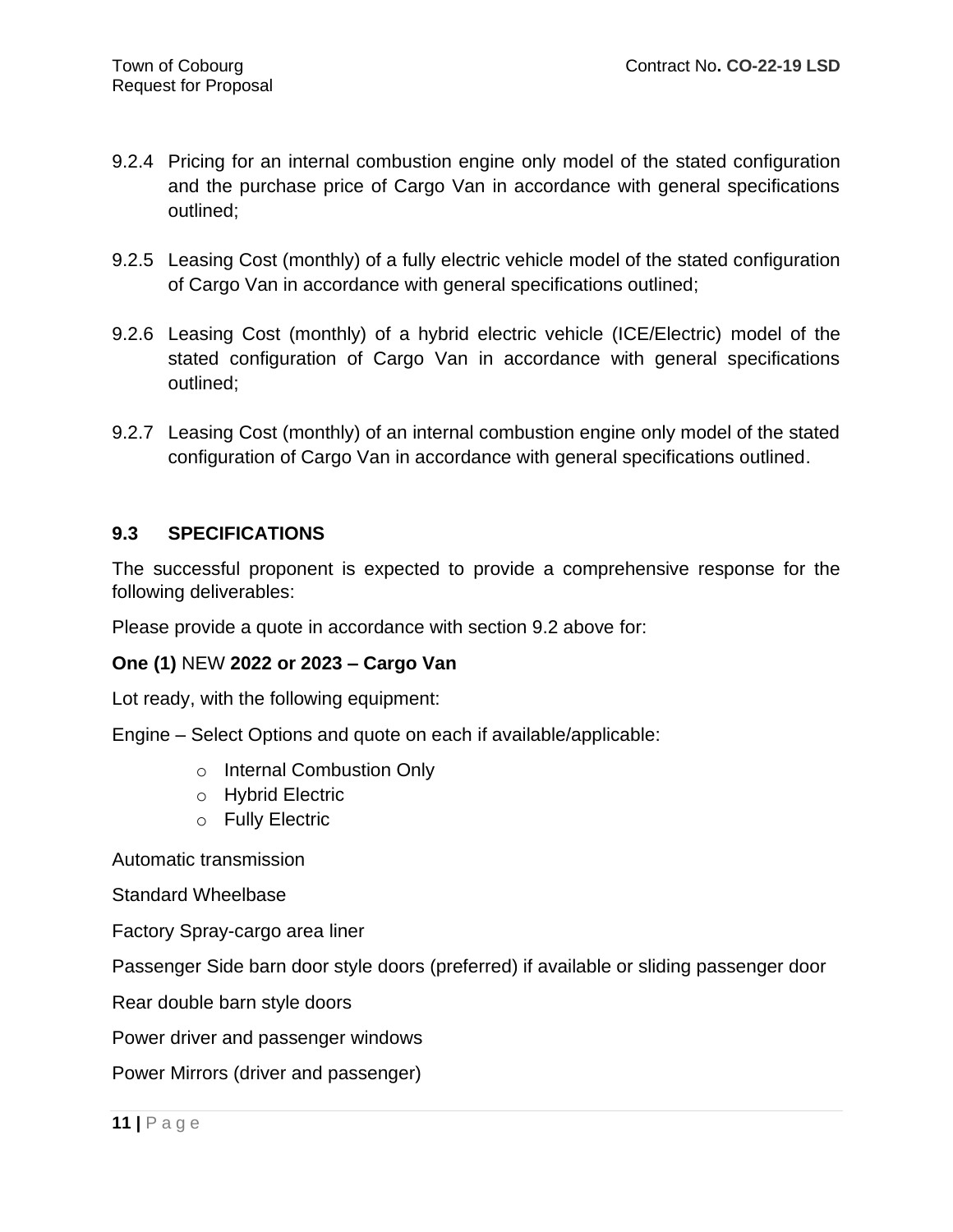9.2.4 Pricing for an internal combustion engine only model of the stated configuration and the purchase price of Cargo Van in accordance with general specifications outlined;

9.2.5 Leasing Cost (monthly) of a fully electric vehicle model of the stated configuration of Cargo Van in accordance with general specifications outlined;

9.2.6 Leasing Cost (monthly) of a hybrid electric vehicle (ICE/Electric) model of the stated configuration of Cargo Van in accordance with general specifications outlined;

9.2.7 Leasing Cost (monthly) of an internal combustion engine only model of the stated configuration of Cargo Van in accordance with general specifications outlined.

### 9.3 SPECIFICATIONS

The successful proponent is expected to provide a comprehensive response for the following deliverables:

Please provide a quote in accordance with section 9.2 above for:

**One (1)** NEW **2022 or 2023 – Cargo Van**

Lot ready, with the following equipment:

Engine – Select Options and quote on each if available/applicable:

- Internal Combustion Only
- Hybrid Electric
- Fully Electric

Automatic transmission

Standard Wheelbase

Factory Spray-cargo area liner

Passenger Side barn door style doors (preferred) if available or sliding passenger door

Rear double barn style doors

Power driver and passenger windows

Power Mirrors (driver and passenger)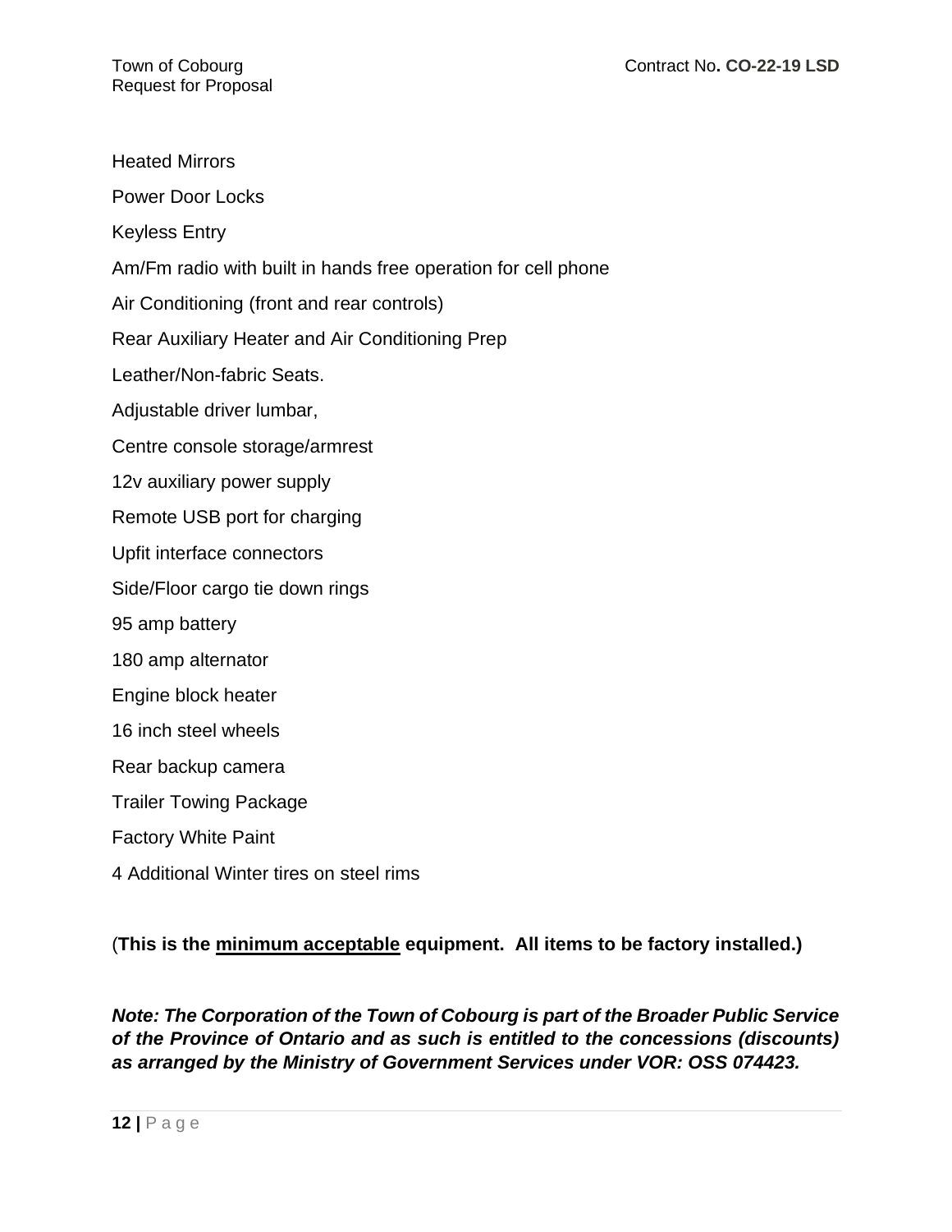Heated Mirrors

Power Door Locks

Keyless Entry

Am/Fm radio with built in hands free operation for cell phone

Air Conditioning (front and rear controls)

Rear Auxiliary Heater and Air Conditioning Prep

Leather/Non-fabric Seats.

Adjustable driver lumbar,

Centre console storage/armrest

12v auxiliary power supply

Remote USB port for charging

Upfit interface connectors

Side/Floor cargo tie down rings

95 amp battery

180 amp alternator

Engine block heater

16 inch steel wheels

Rear backup camera

Trailer Towing Package

Factory White Paint

4 Additional Winter tires on steel rims

(**This is the <u>minimum acceptable</u> equipment. All items to be factory installed.)**

***Note: The Corporation of the Town of Cobourg is part of the Broader Public Service of the Province of Ontario and as such is entitled to the concessions (discounts) as arranged by the Ministry of Government Services under VOR: OSS 074423.***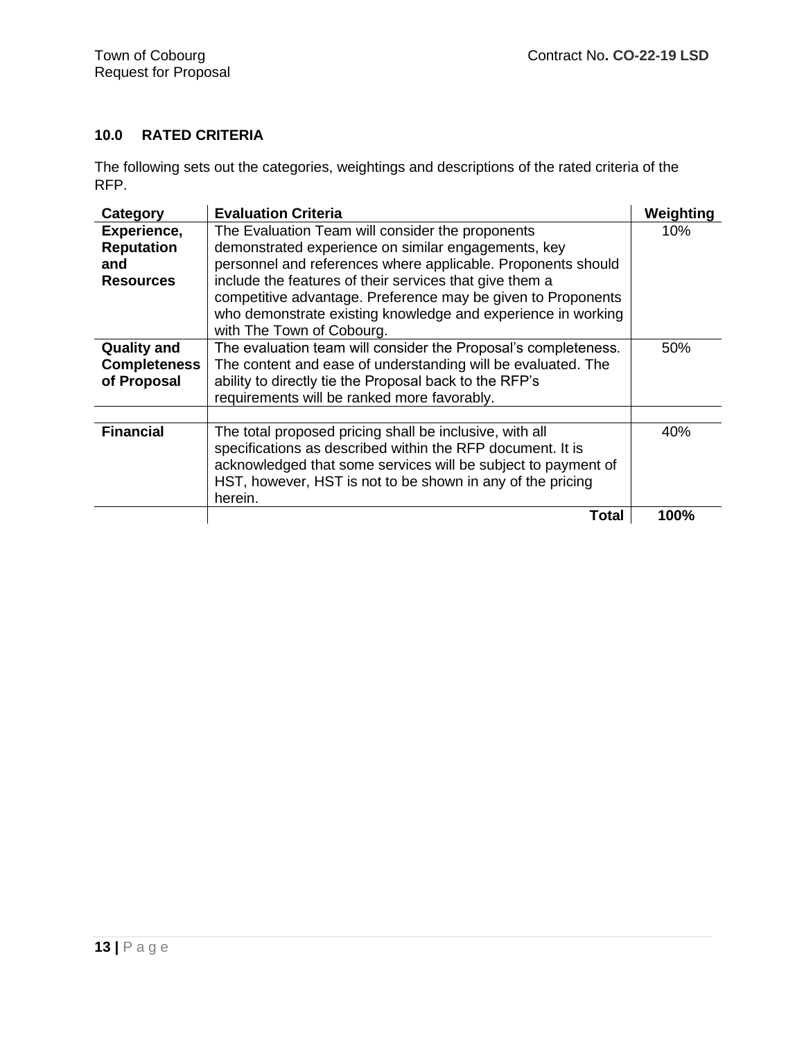## 10.0 RATED CRITERIA

The following sets out the categories, weightings and descriptions of the rated criteria of the RFP.

| Category | Evaluation Criteria | Weighting |
|---|---|---|
| **Experience, Reputation and Resources** | The Evaluation Team will consider the proponents demonstrated experience on similar engagements, key personnel and references where applicable. Proponents should include the features of their services that give them a competitive advantage. Preference may be given to Proponents who demonstrate existing knowledge and experience in working with The Town of Cobourg. | 10% |
| **Quality and Completeness of Proposal** | The evaluation team will consider the Proposal's completeness. The content and ease of understanding will be evaluated. The ability to directly tie the Proposal back to the RFP's requirements will be ranked more favorably. | 50% |
| | | |
| **Financial** | The total proposed pricing shall be inclusive, with all specifications as described within the RFP document. It is acknowledged that some services will be subject to payment of HST, however, HST is not to be shown in any of the pricing herein. | 40% |
| | **Total** | **100%** |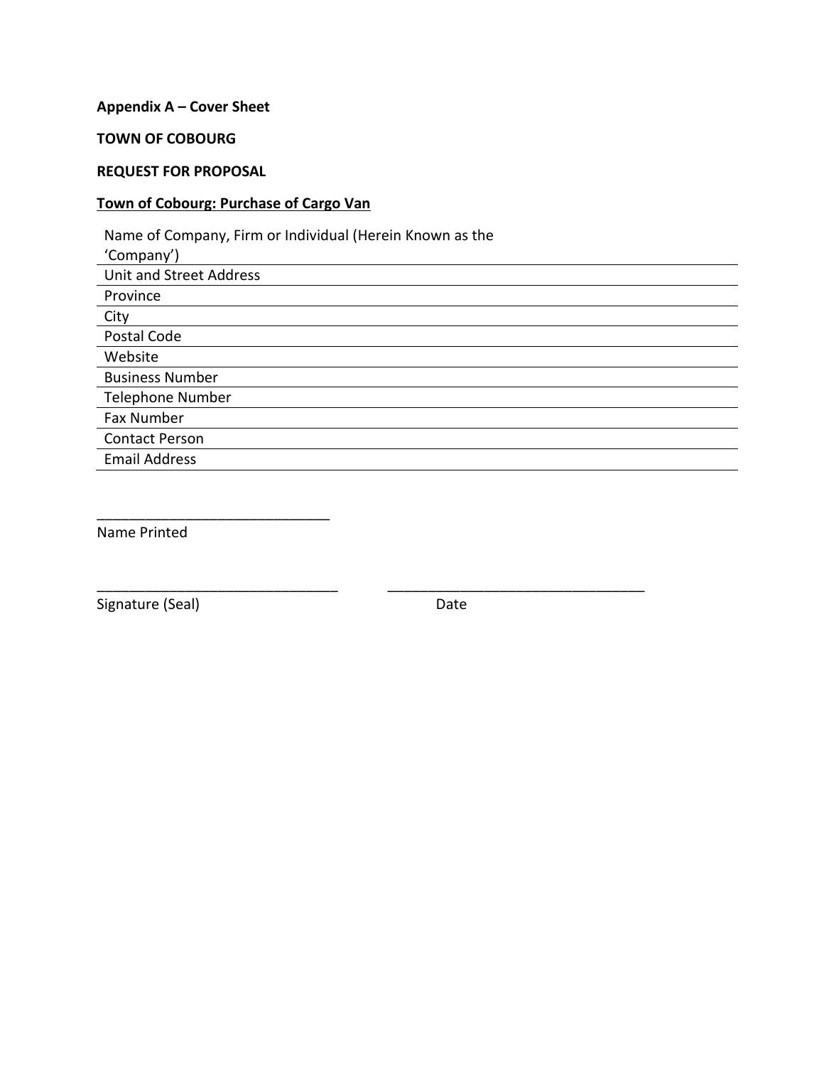**Appendix A – Cover Sheet**

**TOWN OF COBOURG**

**REQUEST FOR PROPOSAL**

**Town of Cobourg: Purchase of Cargo Van**

| Name of Company, Firm or Individual (Herein Known as the 'Company') | |
|---|---|
| Unit and Street Address | |
| Province | |
| City | |
| Postal Code | |
| Website | |
| Business Number | |
| Telephone Number | |
| Fax Number | |
| Contact Person | |
| Email Address | |

______________________________
Name Printed

_______________________________ _________________________________
Signature (Seal) Date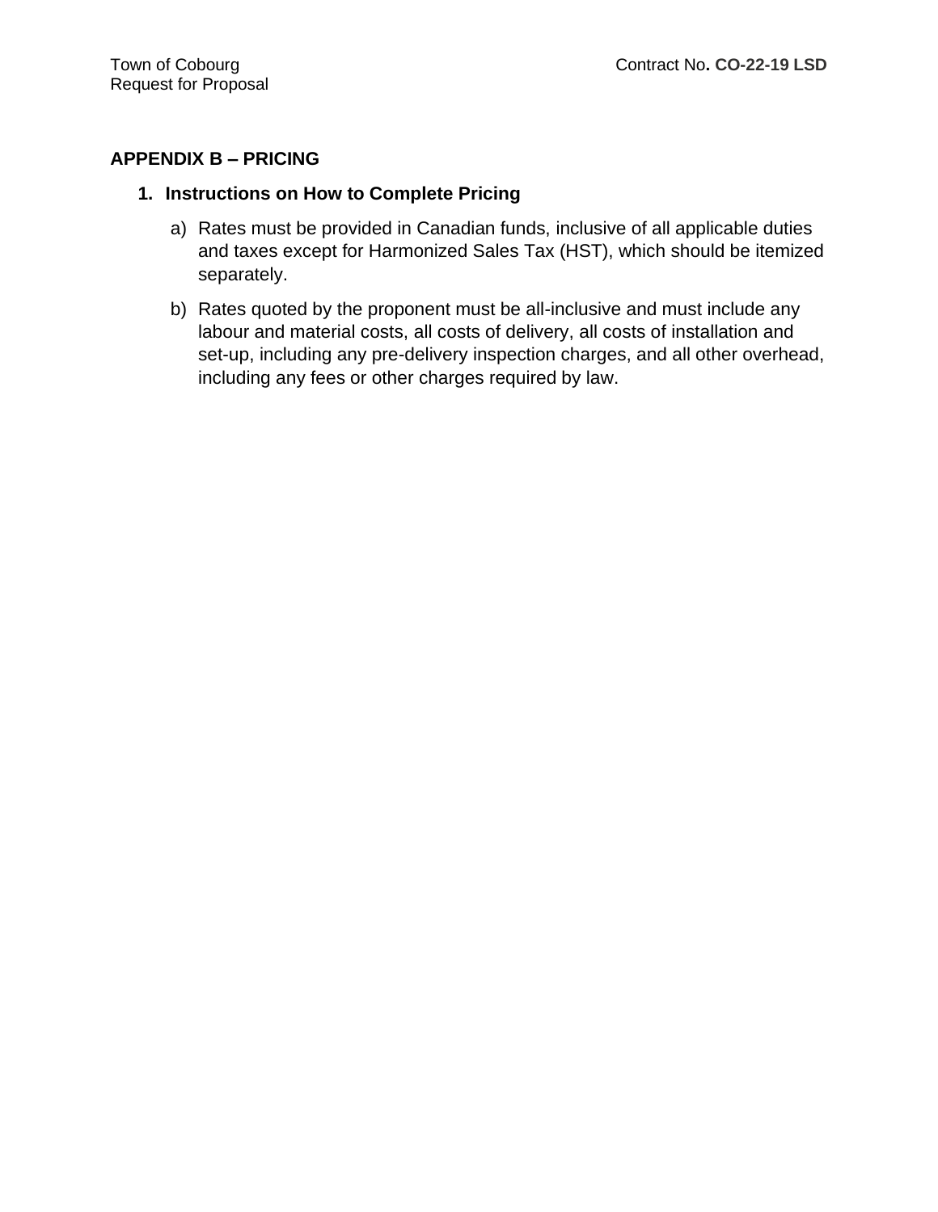## APPENDIX B – PRICING

### 1. Instructions on How to Complete Pricing

a) Rates must be provided in Canadian funds, inclusive of all applicable duties and taxes except for Harmonized Sales Tax (HST), which should be itemized separately.

b) Rates quoted by the proponent must be all-inclusive and must include any labour and material costs, all costs of delivery, all costs of installation and set-up, including any pre-delivery inspection charges, and all other overhead, including any fees or other charges required by law.